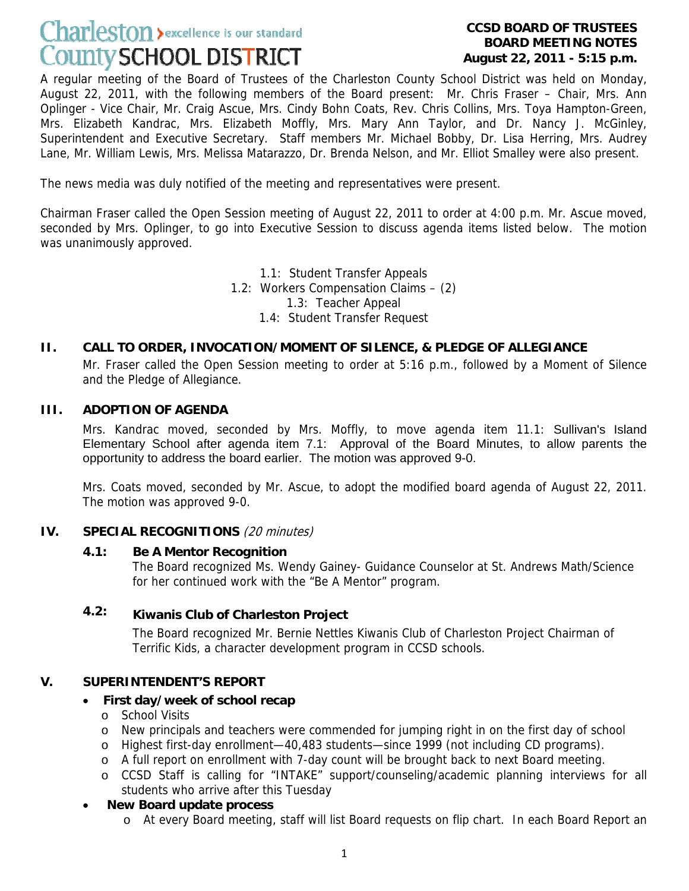Charleston County SCHOOL DISTRICT — excellence is our standard

**CCSD BOARD OF TRUSTEES**
**BOARD MEETING NOTES**
**August 22, 2011 - 5:15 p.m.**

A regular meeting of the Board of Trustees of the Charleston County School District was held on Monday, August 22, 2011, with the following members of the Board present: Mr. Chris Fraser – Chair, Mrs. Ann Oplinger - Vice Chair, Mr. Craig Ascue, Mrs. Cindy Bohn Coats, Rev. Chris Collins, Mrs. Toya Hampton-Green, Mrs. Elizabeth Kandrac, Mrs. Elizabeth Moffly, Mrs. Mary Ann Taylor, and Dr. Nancy J. McGinley, Superintendent and Executive Secretary. Staff members Mr. Michael Bobby, Dr. Lisa Herring, Mrs. Audrey Lane, Mr. William Lewis, Mrs. Melissa Matarazzo, Dr. Brenda Nelson, and Mr. Elliot Smalley were also present.

The news media was duly notified of the meeting and representatives were present.

Chairman Fraser called the Open Session meeting of August 22, 2011 to order at 4:00 p.m. Mr. Ascue moved, seconded by Mrs. Oplinger, to go into Executive Session to discuss agenda items listed below. The motion was unanimously approved.

1.1: Student Transfer Appeals
1.2: Workers Compensation Claims – (2)
1.3: Teacher Appeal
1.4: Student Transfer Request

## II. CALL TO ORDER, INVOCATION/MOMENT OF SILENCE, & PLEDGE OF ALLEGIANCE

Mr. Fraser called the Open Session meeting to order at 5:16 p.m., followed by a Moment of Silence and the Pledge of Allegiance.

## III. ADOPTION OF AGENDA

Mrs. Kandrac moved, seconded by Mrs. Moffly, to move agenda item 11.1: Sullivan's Island Elementary School after agenda item 7.1: Approval of the Board Minutes, to allow parents the opportunity to address the board earlier. The motion was approved 9-0.

Mrs. Coats moved, seconded by Mr. Ascue, to adopt the modified board agenda of August 22, 2011. The motion was approved 9-0.

## IV. SPECIAL RECOGNITIONS *(20 minutes)*

### 4.1: Be A Mentor Recognition

The Board recognized Ms. Wendy Gainey- Guidance Counselor at St. Andrews Math/Science for her continued work with the "Be A Mentor" program.

### 4.2: Kiwanis Club of Charleston Project

The Board recognized Mr. Bernie Nettles Kiwanis Club of Charleston Project Chairman of Terrific Kids, a character development program in CCSD schools.

## V. SUPERINTENDENT'S REPORT

- **First day/week of school recap**
  - School Visits
  - New principals and teachers were commended for jumping right in on the first day of school
  - Highest first-day enrollment—40,483 students—since 1999 (not including CD programs).
  - A full report on enrollment with 7-day count will be brought back to next Board meeting.
  - CCSD Staff is calling for "INTAKE" support/counseling/academic planning interviews for all students who arrive after this Tuesday
- **New Board update process**
  - At every Board meeting, staff will list Board requests on flip chart. In each Board Report an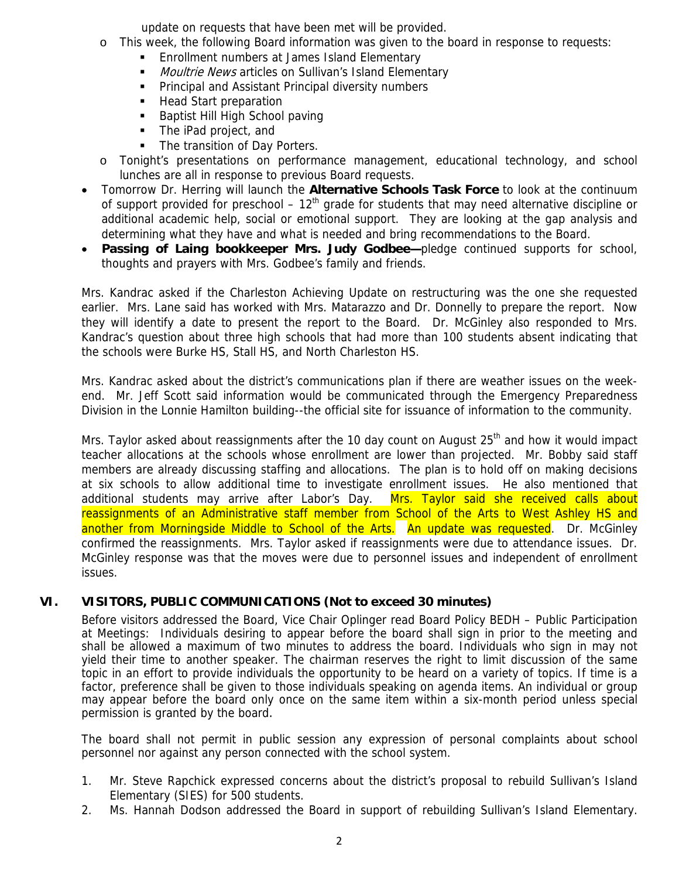update on requests that have been met will be provided.

  - This week, the following Board information was given to the board in response to requests:
    - Enrollment numbers at James Island Elementary
    - *Moultrie News* articles on Sullivan's Island Elementary
    - Principal and Assistant Principal diversity numbers
    - Head Start preparation
    - Baptist Hill High School paving
    - The iPad project, and
    - The transition of Day Porters.
  - Tonight's presentations on performance management, educational technology, and school lunches are all in response to previous Board requests.
- Tomorrow Dr. Herring will launch the **Alternative Schools Task Force** to look at the continuum of support provided for preschool – 12th grade for students that may need alternative discipline or additional academic help, social or emotional support. They are looking at the gap analysis and determining what they have and what is needed and bring recommendations to the Board.
- **Passing of Laing bookkeeper Mrs. Judy Godbee—**pledge continued supports for school, thoughts and prayers with Mrs. Godbee's family and friends.

Mrs. Kandrac asked if the Charleston Achieving Update on restructuring was the one she requested earlier. Mrs. Lane said has worked with Mrs. Matarazzo and Dr. Donnelly to prepare the report. Now they will identify a date to present the report to the Board. Dr. McGinley also responded to Mrs. Kandrac's question about three high schools that had more than 100 students absent indicating that the schools were Burke HS, Stall HS, and North Charleston HS.

Mrs. Kandrac asked about the district's communications plan if there are weather issues on the week-end. Mr. Jeff Scott said information would be communicated through the Emergency Preparedness Division in the Lonnie Hamilton building--the official site for issuance of information to the community.

Mrs. Taylor asked about reassignments after the 10 day count on August 25th and how it would impact teacher allocations at the schools whose enrollment are lower than projected. Mr. Bobby said staff members are already discussing staffing and allocations. The plan is to hold off on making decisions at six schools to allow additional time to investigate enrollment issues. He also mentioned that additional students may arrive after Labor's Day. Mrs. Taylor said she received calls about reassignments of an Administrative staff member from School of the Arts to West Ashley HS and another from Morningside Middle to School of the Arts. An update was requested. Dr. McGinley confirmed the reassignments. Mrs. Taylor asked if reassignments were due to attendance issues. Dr. McGinley response was that the moves were due to personnel issues and independent of enrollment issues.

## VI. VISITORS, PUBLIC COMMUNICATIONS (Not to exceed 30 minutes)

Before visitors addressed the Board, Vice Chair Oplinger read Board Policy BEDH – Public Participation at Meetings: Individuals desiring to appear before the board shall sign in prior to the meeting and shall be allowed a maximum of two minutes to address the board. Individuals who sign in may not yield their time to another speaker. The chairman reserves the right to limit discussion of the same topic in an effort to provide individuals the opportunity to be heard on a variety of topics. If time is a factor, preference shall be given to those individuals speaking on agenda items. An individual or group may appear before the board only once on the same item within a six-month period unless special permission is granted by the board.

The board shall not permit in public session any expression of personal complaints about school personnel nor against any person connected with the school system.

1. Mr. Steve Rapchick expressed concerns about the district's proposal to rebuild Sullivan's Island Elementary (SIES) for 500 students.
2. Ms. Hannah Dodson addressed the Board in support of rebuilding Sullivan's Island Elementary.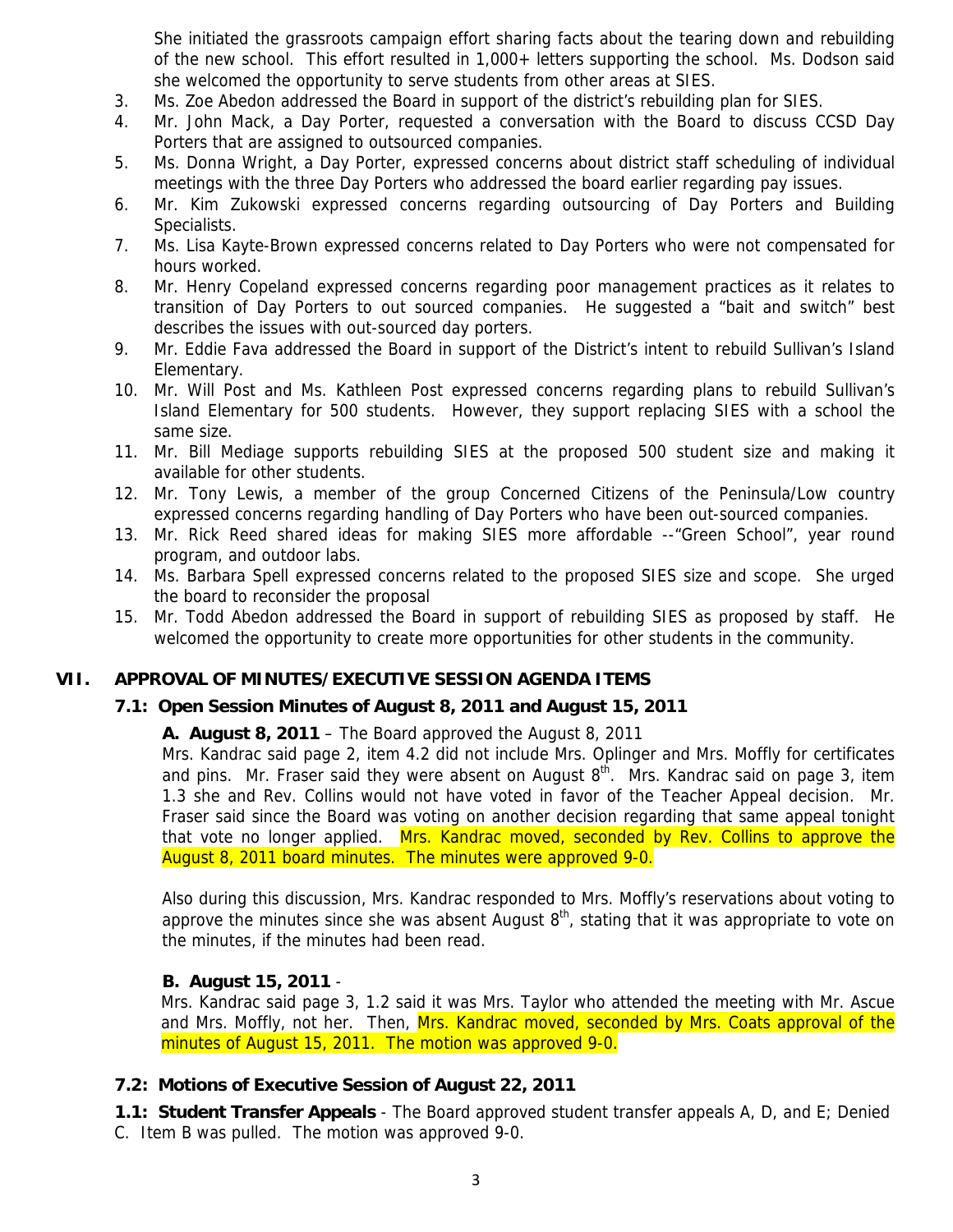She initiated the grassroots campaign effort sharing facts about the tearing down and rebuilding of the new school. This effort resulted in 1,000+ letters supporting the school. Ms. Dodson said she welcomed the opportunity to serve students from other areas at SIES.

3. Ms. Zoe Abedon addressed the Board in support of the district's rebuilding plan for SIES.
4. Mr. John Mack, a Day Porter, requested a conversation with the Board to discuss CCSD Day Porters that are assigned to outsourced companies.
5. Ms. Donna Wright, a Day Porter, expressed concerns about district staff scheduling of individual meetings with the three Day Porters who addressed the board earlier regarding pay issues.
6. Mr. Kim Zukowski expressed concerns regarding outsourcing of Day Porters and Building Specialists.
7. Ms. Lisa Kayte-Brown expressed concerns related to Day Porters who were not compensated for hours worked.
8. Mr. Henry Copeland expressed concerns regarding poor management practices as it relates to transition of Day Porters to out sourced companies. He suggested a "bait and switch" best describes the issues with out-sourced day porters.
9. Mr. Eddie Fava addressed the Board in support of the District's intent to rebuild Sullivan's Island Elementary.
10. Mr. Will Post and Ms. Kathleen Post expressed concerns regarding plans to rebuild Sullivan's Island Elementary for 500 students. However, they support replacing SIES with a school the same size.
11. Mr. Bill Mediage supports rebuilding SIES at the proposed 500 student size and making it available for other students.
12. Mr. Tony Lewis, a member of the group Concerned Citizens of the Peninsula/Low country expressed concerns regarding handling of Day Porters who have been out-sourced companies.
13. Mr. Rick Reed shared ideas for making SIES more affordable --"Green School", year round program, and outdoor labs.
14. Ms. Barbara Spell expressed concerns related to the proposed SIES size and scope. She urged the board to reconsider the proposal
15. Mr. Todd Abedon addressed the Board in support of rebuilding SIES as proposed by staff. He welcomed the opportunity to create more opportunities for other students in the community.

## VII. APPROVAL OF MINUTES/EXECUTIVE SESSION AGENDA ITEMS

### 7.1: Open Session Minutes of August 8, 2011 and August 15, 2011

**A. August 8, 2011** – The Board approved the August 8, 2011

Mrs. Kandrac said page 2, item 4.2 did not include Mrs. Oplinger and Mrs. Moffly for certificates and pins. Mr. Fraser said they were absent on August 8th. Mrs. Kandrac said on page 3, item 1.3 she and Rev. Collins would not have voted in favor of the Teacher Appeal decision. Mr. Fraser said since the Board was voting on another decision regarding that same appeal tonight that vote no longer applied. Mrs. Kandrac moved, seconded by Rev. Collins to approve the August 8, 2011 board minutes. The minutes were approved 9-0.

Also during this discussion, Mrs. Kandrac responded to Mrs. Moffly's reservations about voting to approve the minutes since she was absent August 8th, stating that it was appropriate to vote on the minutes, if the minutes had been read.

**B. August 15, 2011** -

Mrs. Kandrac said page 3, 1.2 said it was Mrs. Taylor who attended the meeting with Mr. Ascue and Mrs. Moffly, not her. Then, Mrs. Kandrac moved, seconded by Mrs. Coats approval of the minutes of August 15, 2011. The motion was approved 9-0.

### 7.2: Motions of Executive Session of August 22, 2011

**1.1: Student Transfer Appeals** - The Board approved student transfer appeals A, D, and E; Denied C. Item B was pulled. The motion was approved 9-0.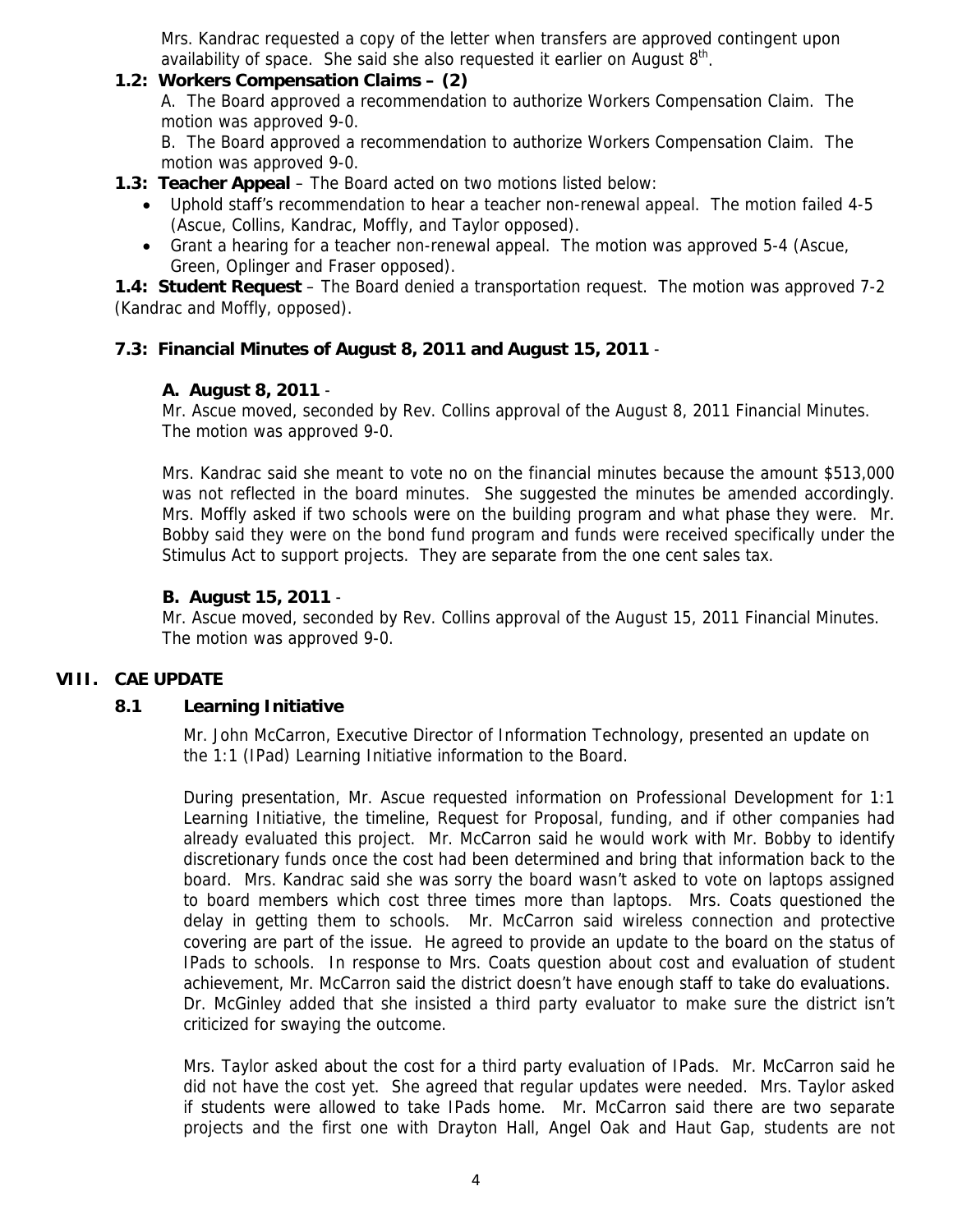Mrs. Kandrac requested a copy of the letter when transfers are approved contingent upon availability of space. She said she also requested it earlier on August 8th.

**1.2: Workers Compensation Claims – (2)**

A. The Board approved a recommendation to authorize Workers Compensation Claim. The motion was approved 9-0.

B. The Board approved a recommendation to authorize Workers Compensation Claim. The motion was approved 9-0.

**1.3: Teacher Appeal** – The Board acted on two motions listed below:

- Uphold staff's recommendation to hear a teacher non-renewal appeal. The motion failed 4-5 (Ascue, Collins, Kandrac, Moffly, and Taylor opposed).
- Grant a hearing for a teacher non-renewal appeal. The motion was approved 5-4 (Ascue, Green, Oplinger and Fraser opposed).

**1.4: Student Request** – The Board denied a transportation request. The motion was approved 7-2 (Kandrac and Moffly, opposed).

**7.3: Financial Minutes of August 8, 2011 and August 15, 2011** -

**A. August 8, 2011** -

Mr. Ascue moved, seconded by Rev. Collins approval of the August 8, 2011 Financial Minutes. The motion was approved 9-0.

Mrs. Kandrac said she meant to vote no on the financial minutes because the amount $513,000 was not reflected in the board minutes. She suggested the minutes be amended accordingly. Mrs. Moffly asked if two schools were on the building program and what phase they were. Mr. Bobby said they were on the bond fund program and funds were received specifically under the Stimulus Act to support projects. They are separate from the one cent sales tax.

**B. August 15, 2011** -

Mr. Ascue moved, seconded by Rev. Collins approval of the August 15, 2011 Financial Minutes. The motion was approved 9-0.

## VIII. CAE UPDATE

### 8.1 Learning Initiative

Mr. John McCarron, Executive Director of Information Technology, presented an update on the 1:1 (IPad) Learning Initiative information to the Board.

During presentation, Mr. Ascue requested information on Professional Development for 1:1 Learning Initiative, the timeline, Request for Proposal, funding, and if other companies had already evaluated this project. Mr. McCarron said he would work with Mr. Bobby to identify discretionary funds once the cost had been determined and bring that information back to the board. Mrs. Kandrac said she was sorry the board wasn't asked to vote on laptops assigned to board members which cost three times more than laptops. Mrs. Coats questioned the delay in getting them to schools. Mr. McCarron said wireless connection and protective covering are part of the issue. He agreed to provide an update to the board on the status of IPads to schools. In response to Mrs. Coats question about cost and evaluation of student achievement, Mr. McCarron said the district doesn't have enough staff to take do evaluations. Dr. McGinley added that she insisted a third party evaluator to make sure the district isn't criticized for swaying the outcome.

Mrs. Taylor asked about the cost for a third party evaluation of IPads. Mr. McCarron said he did not have the cost yet. She agreed that regular updates were needed. Mrs. Taylor asked if students were allowed to take IPads home. Mr. McCarron said there are two separate projects and the first one with Drayton Hall, Angel Oak and Haut Gap, students are not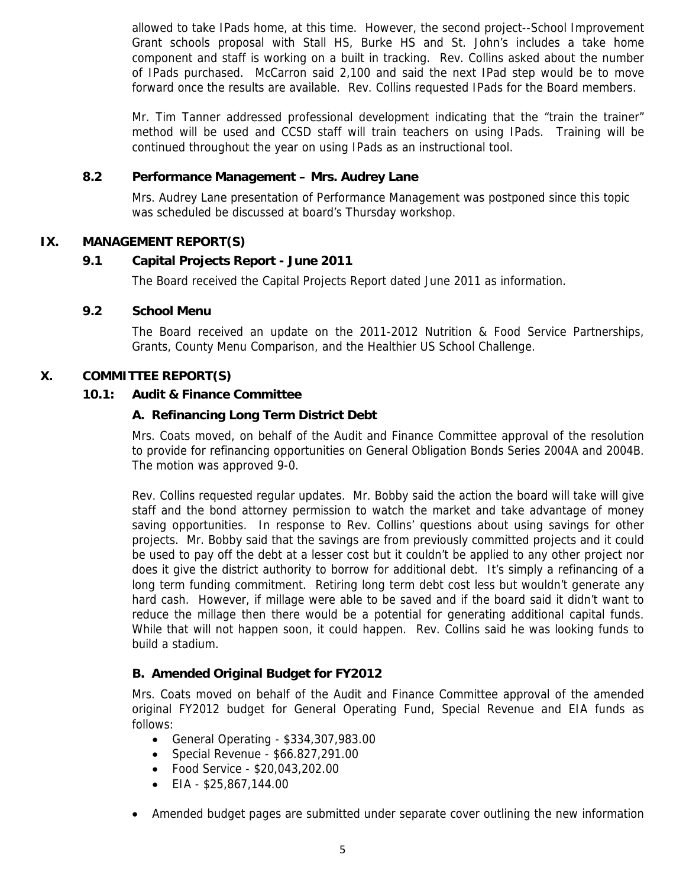allowed to take IPads home, at this time. However, the second project--School Improvement Grant schools proposal with Stall HS, Burke HS and St. John's includes a take home component and staff is working on a built in tracking. Rev. Collins asked about the number of IPads purchased. McCarron said 2,100 and said the next IPad step would be to move forward once the results are available. Rev. Collins requested IPads for the Board members.

Mr. Tim Tanner addressed professional development indicating that the "train the trainer" method will be used and CCSD staff will train teachers on using IPads. Training will be continued throughout the year on using IPads as an instructional tool.

### 8.2 Performance Management – Mrs. Audrey Lane

Mrs. Audrey Lane presentation of Performance Management was postponed since this topic was scheduled be discussed at board's Thursday workshop.

## IX. MANAGEMENT REPORT(S)

### 9.1 Capital Projects Report - June 2011

The Board received the Capital Projects Report dated June 2011 as information.

### 9.2 School Menu

The Board received an update on the 2011-2012 Nutrition & Food Service Partnerships, Grants, County Menu Comparison, and the Healthier US School Challenge.

## X. COMMITTEE REPORT(S)

### 10.1: Audit & Finance Committee

#### A. Refinancing Long Term District Debt

Mrs. Coats moved, on behalf of the Audit and Finance Committee approval of the resolution to provide for refinancing opportunities on General Obligation Bonds Series 2004A and 2004B. The motion was approved 9-0.

Rev. Collins requested regular updates. Mr. Bobby said the action the board will take will give staff and the bond attorney permission to watch the market and take advantage of money saving opportunities. In response to Rev. Collins' questions about using savings for other projects. Mr. Bobby said that the savings are from previously committed projects and it could be used to pay off the debt at a lesser cost but it couldn't be applied to any other project nor does it give the district authority to borrow for additional debt. It's simply a refinancing of a long term funding commitment. Retiring long term debt cost less but wouldn't generate any hard cash. However, if millage were able to be saved and if the board said it didn't want to reduce the millage then there would be a potential for generating additional capital funds. While that will not happen soon, it could happen. Rev. Collins said he was looking funds to build a stadium.

#### B. Amended Original Budget for FY2012

Mrs. Coats moved on behalf of the Audit and Finance Committee approval of the amended original FY2012 budget for General Operating Fund, Special Revenue and EIA funds as follows:

- General Operating - $334,307,983.00
- Special Revenue - $66.827,291.00
- Food Service - $20,043,202.00
- EIA - $25,867,144.00

- Amended budget pages are submitted under separate cover outlining the new information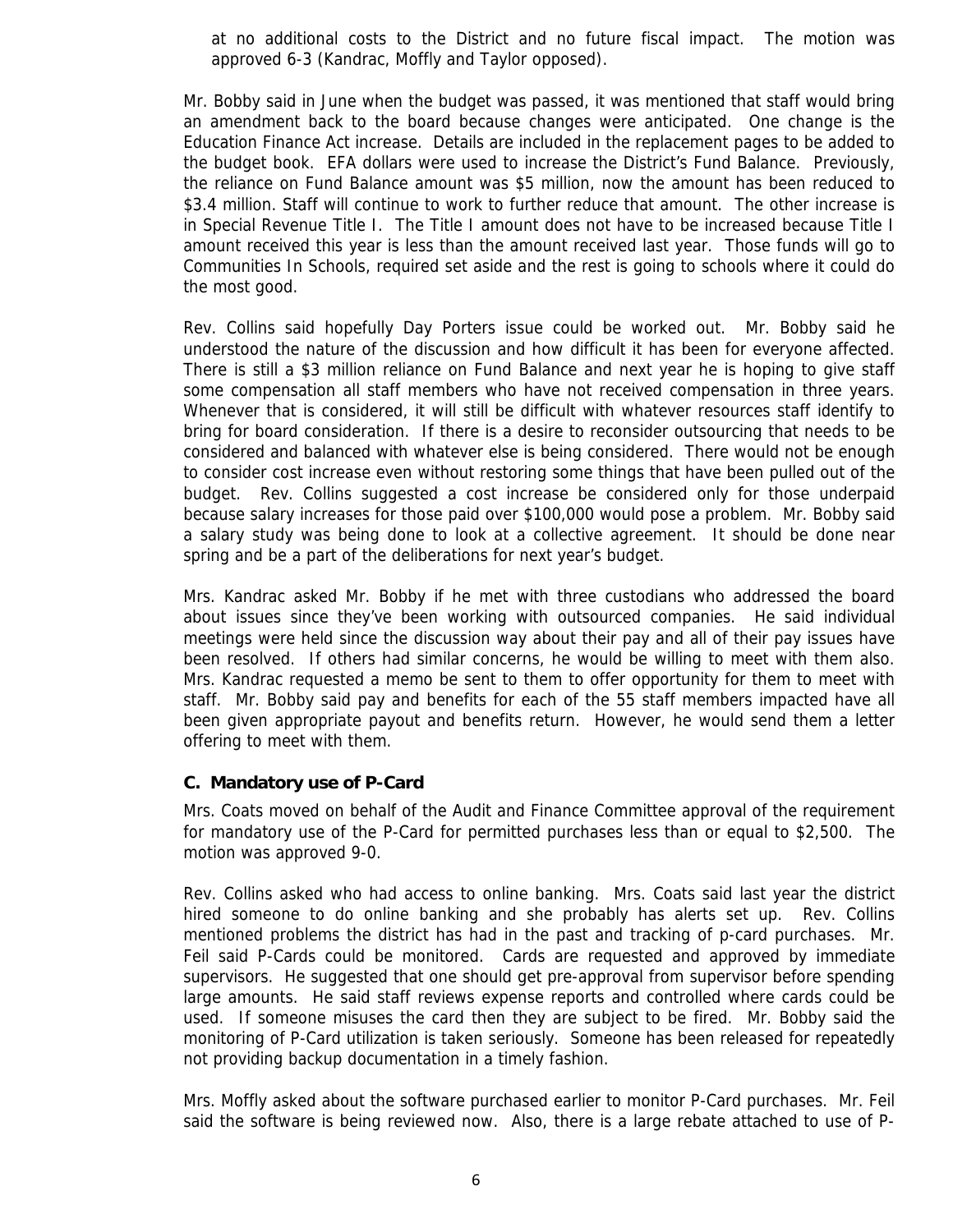at no additional costs to the District and no future fiscal impact. The motion was approved 6-3 (Kandrac, Moffly and Taylor opposed).

Mr. Bobby said in June when the budget was passed, it was mentioned that staff would bring an amendment back to the board because changes were anticipated. One change is the Education Finance Act increase. Details are included in the replacement pages to be added to the budget book. EFA dollars were used to increase the District's Fund Balance. Previously, the reliance on Fund Balance amount was $5 million, now the amount has been reduced to $3.4 million. Staff will continue to work to further reduce that amount. The other increase is in Special Revenue Title I. The Title I amount does not have to be increased because Title I amount received this year is less than the amount received last year. Those funds will go to Communities In Schools, required set aside and the rest is going to schools where it could do the most good.

Rev. Collins said hopefully Day Porters issue could be worked out. Mr. Bobby said he understood the nature of the discussion and how difficult it has been for everyone affected. There is still a $3 million reliance on Fund Balance and next year he is hoping to give staff some compensation all staff members who have not received compensation in three years. Whenever that is considered, it will still be difficult with whatever resources staff identify to bring for board consideration. If there is a desire to reconsider outsourcing that needs to be considered and balanced with whatever else is being considered. There would not be enough to consider cost increase even without restoring some things that have been pulled out of the budget. Rev. Collins suggested a cost increase be considered only for those underpaid because salary increases for those paid over $100,000 would pose a problem. Mr. Bobby said a salary study was being done to look at a collective agreement. It should be done near spring and be a part of the deliberations for next year's budget.

Mrs. Kandrac asked Mr. Bobby if he met with three custodians who addressed the board about issues since they've been working with outsourced companies. He said individual meetings were held since the discussion way about their pay and all of their pay issues have been resolved. If others had similar concerns, he would be willing to meet with them also. Mrs. Kandrac requested a memo be sent to them to offer opportunity for them to meet with staff. Mr. Bobby said pay and benefits for each of the 55 staff members impacted have all been given appropriate payout and benefits return. However, he would send them a letter offering to meet with them.

### C. Mandatory use of P-Card

Mrs. Coats moved on behalf of the Audit and Finance Committee approval of the requirement for mandatory use of the P-Card for permitted purchases less than or equal to $2,500. The motion was approved 9-0.

Rev. Collins asked who had access to online banking. Mrs. Coats said last year the district hired someone to do online banking and she probably has alerts set up. Rev. Collins mentioned problems the district has had in the past and tracking of p-card purchases. Mr. Feil said P-Cards could be monitored. Cards are requested and approved by immediate supervisors. He suggested that one should get pre-approval from supervisor before spending large amounts. He said staff reviews expense reports and controlled where cards could be used. If someone misuses the card then they are subject to be fired. Mr. Bobby said the monitoring of P-Card utilization is taken seriously. Someone has been released for repeatedly not providing backup documentation in a timely fashion.

Mrs. Moffly asked about the software purchased earlier to monitor P-Card purchases. Mr. Feil said the software is being reviewed now. Also, there is a large rebate attached to use of P-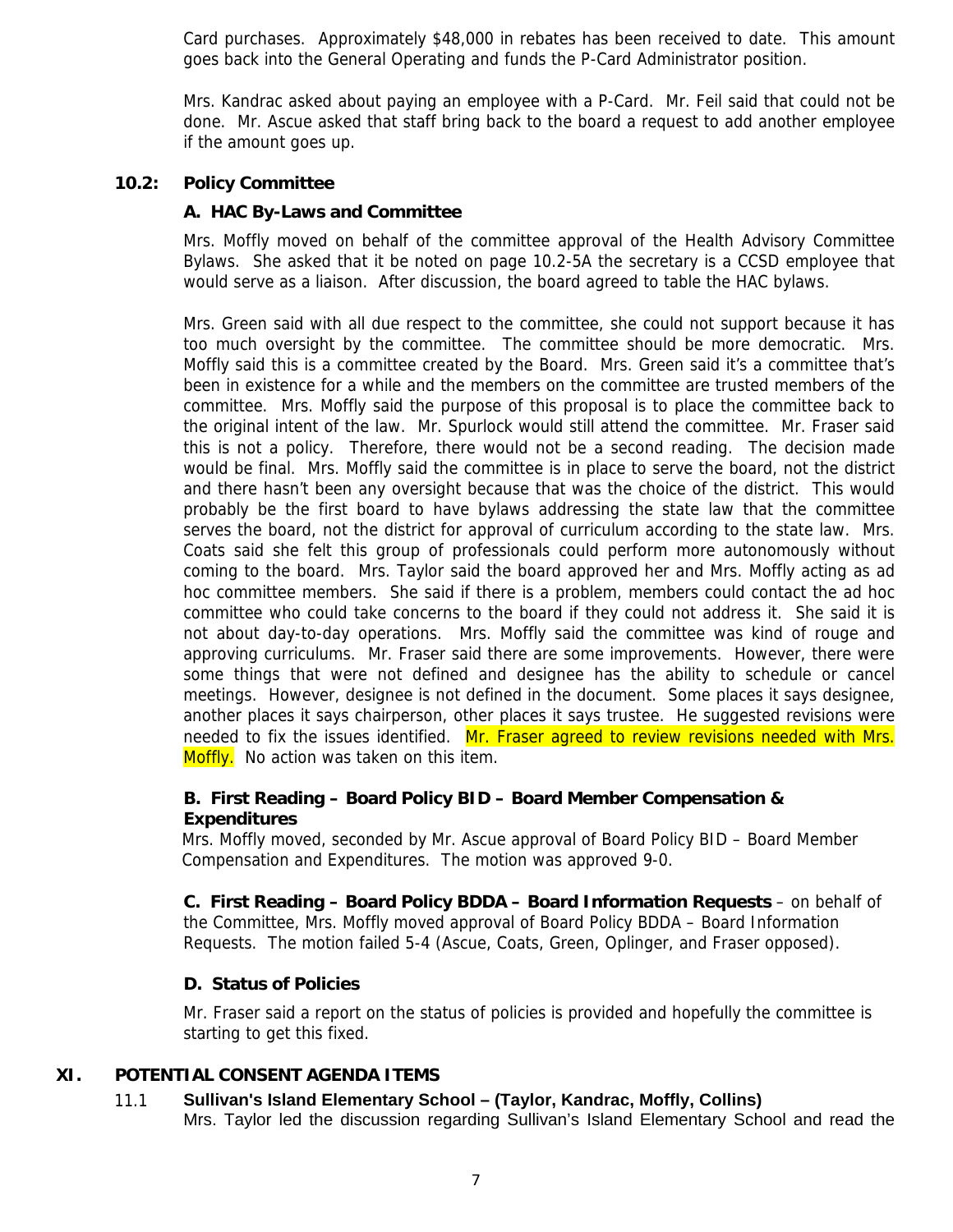Card purchases. Approximately $48,000 in rebates has been received to date. This amount goes back into the General Operating and funds the P-Card Administrator position.

Mrs. Kandrac asked about paying an employee with a P-Card. Mr. Feil said that could not be done. Mr. Ascue asked that staff bring back to the board a request to add another employee if the amount goes up.

### 10.2: Policy Committee

**A. HAC By-Laws and Committee**

Mrs. Moffly moved on behalf of the committee approval of the Health Advisory Committee Bylaws. She asked that it be noted on page 10.2-5A the secretary is a CCSD employee that would serve as a liaison. After discussion, the board agreed to table the HAC bylaws.

Mrs. Green said with all due respect to the committee, she could not support because it has too much oversight by the committee. The committee should be more democratic. Mrs. Moffly said this is a committee created by the Board. Mrs. Green said it's a committee that's been in existence for a while and the members on the committee are trusted members of the committee. Mrs. Moffly said the purpose of this proposal is to place the committee back to the original intent of the law. Mr. Spurlock would still attend the committee. Mr. Fraser said this is not a policy. Therefore, there would not be a second reading. The decision made would be final. Mrs. Moffly said the committee is in place to serve the board, not the district and there hasn't been any oversight because that was the choice of the district. This would probably be the first board to have bylaws addressing the state law that the committee serves the board, not the district for approval of curriculum according to the state law. Mrs. Coats said she felt this group of professionals could perform more autonomously without coming to the board. Mrs. Taylor said the board approved her and Mrs. Moffly acting as ad hoc committee members. She said if there is a problem, members could contact the ad hoc committee who could take concerns to the board if they could not address it. She said it is not about day-to-day operations. Mrs. Moffly said the committee was kind of rouge and approving curriculums. Mr. Fraser said there are some improvements. However, there were some things that were not defined and designee has the ability to schedule or cancel meetings. However, designee is not defined in the document. Some places it says designee, another places it says chairperson, other places it says trustee. He suggested revisions were needed to fix the issues identified. Mr. Fraser agreed to review revisions needed with Mrs. Moffly. No action was taken on this item.

**B. First Reading – Board Policy BID – Board Member Compensation & Expenditures**

Mrs. Moffly moved, seconded by Mr. Ascue approval of Board Policy BID – Board Member Compensation and Expenditures. The motion was approved 9-0.

**C. First Reading – Board Policy BDDA – Board Information Requests** – on behalf of the Committee, Mrs. Moffly moved approval of Board Policy BDDA – Board Information Requests. The motion failed 5-4 (Ascue, Coats, Green, Oplinger, and Fraser opposed).

**D. Status of Policies**

Mr. Fraser said a report on the status of policies is provided and hopefully the committee is starting to get this fixed.

## XI. POTENTIAL CONSENT AGENDA ITEMS

**11.1 Sullivan's Island Elementary School – (Taylor, Kandrac, Moffly, Collins)**

Mrs. Taylor led the discussion regarding Sullivan's Island Elementary School and read the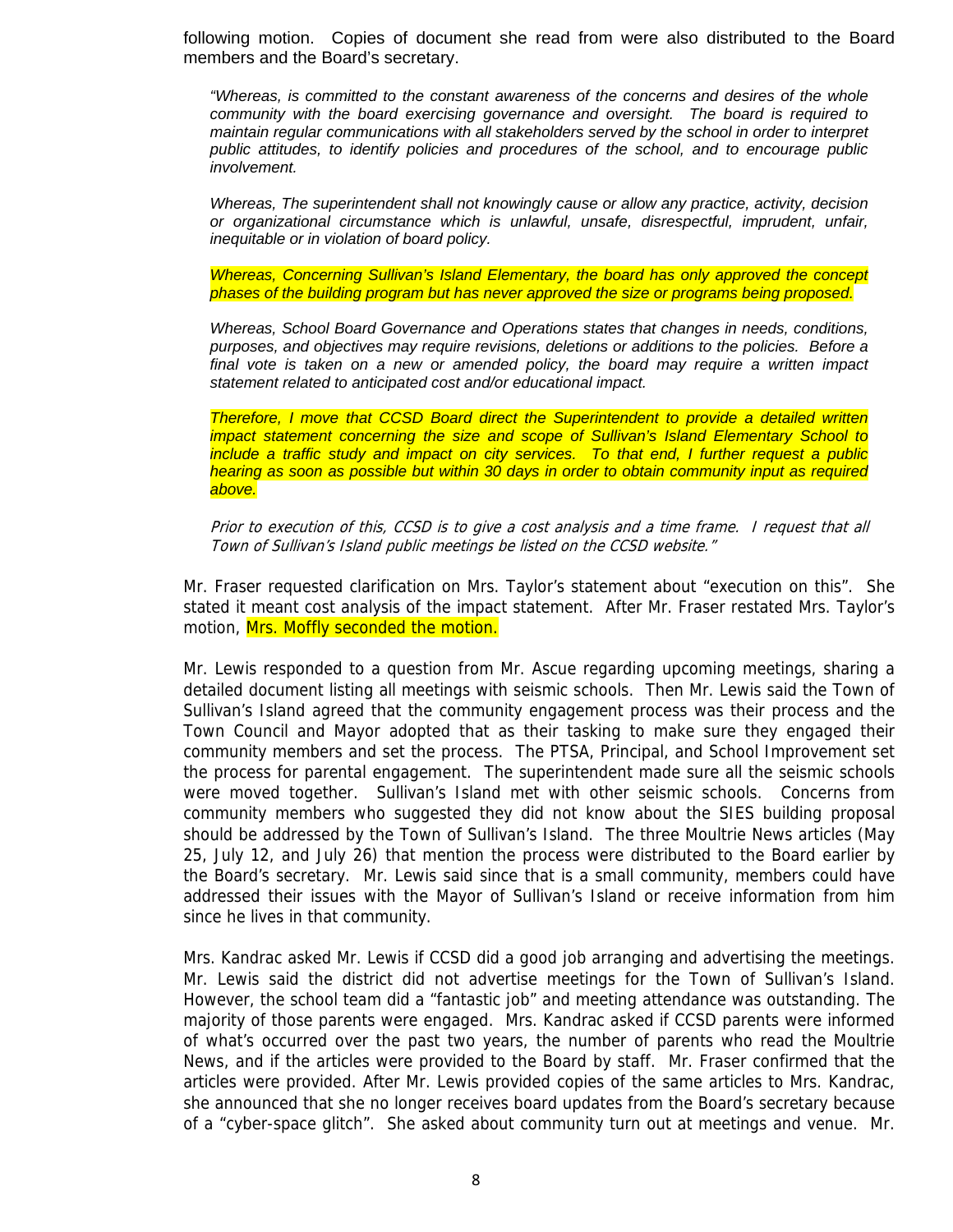following motion. Copies of document she read from were also distributed to the Board members and the Board's secretary.

> *"Whereas, is committed to the constant awareness of the concerns and desires of the whole community with the board exercising governance and oversight. The board is required to maintain regular communications with all stakeholders served by the school in order to interpret public attitudes, to identify policies and procedures of the school, and to encourage public involvement.*
>
> *Whereas, The superintendent shall not knowingly cause or allow any practice, activity, decision or organizational circumstance which is unlawful, unsafe, disrespectful, imprudent, unfair, inequitable or in violation of board policy.*
>
> *Whereas, Concerning Sullivan's Island Elementary, the board has only approved the concept phases of the building program but has never approved the size or programs being proposed.*
>
> *Whereas, School Board Governance and Operations states that changes in needs, conditions, purposes, and objectives may require revisions, deletions or additions to the policies. Before a final vote is taken on a new or amended policy, the board may require a written impact statement related to anticipated cost and/or educational impact.*
>
> *Therefore, I move that CCSD Board direct the Superintendent to provide a detailed written impact statement concerning the size and scope of Sullivan's Island Elementary School to include a traffic study and impact on city services. To that end, I further request a public hearing as soon as possible but within 30 days in order to obtain community input as required above.*
>
> *Prior to execution of this, CCSD is to give a cost analysis and a time frame. I request that all Town of Sullivan's Island public meetings be listed on the CCSD website."*

Mr. Fraser requested clarification on Mrs. Taylor's statement about "execution on this". She stated it meant cost analysis of the impact statement. After Mr. Fraser restated Mrs. Taylor's motion, Mrs. Moffly seconded the motion.

Mr. Lewis responded to a question from Mr. Ascue regarding upcoming meetings, sharing a detailed document listing all meetings with seismic schools. Then Mr. Lewis said the Town of Sullivan's Island agreed that the community engagement process was their process and the Town Council and Mayor adopted that as their tasking to make sure they engaged their community members and set the process. The PTSA, Principal, and School Improvement set the process for parental engagement. The superintendent made sure all the seismic schools were moved together. Sullivan's Island met with other seismic schools. Concerns from community members who suggested they did not know about the SIES building proposal should be addressed by the Town of Sullivan's Island. The three Moultrie News articles (May 25, July 12, and July 26) that mention the process were distributed to the Board earlier by the Board's secretary. Mr. Lewis said since that is a small community, members could have addressed their issues with the Mayor of Sullivan's Island or receive information from him since he lives in that community.

Mrs. Kandrac asked Mr. Lewis if CCSD did a good job arranging and advertising the meetings. Mr. Lewis said the district did not advertise meetings for the Town of Sullivan's Island. However, the school team did a "fantastic job" and meeting attendance was outstanding. The majority of those parents were engaged. Mrs. Kandrac asked if CCSD parents were informed of what's occurred over the past two years, the number of parents who read the Moultrie News, and if the articles were provided to the Board by staff. Mr. Fraser confirmed that the articles were provided. After Mr. Lewis provided copies of the same articles to Mrs. Kandrac, she announced that she no longer receives board updates from the Board's secretary because of a "cyber-space glitch". She asked about community turn out at meetings and venue. Mr.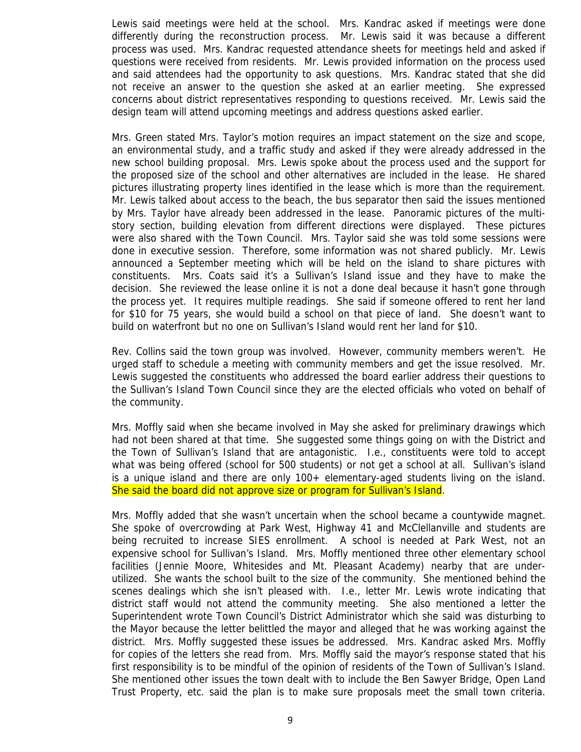Lewis said meetings were held at the school. Mrs. Kandrac asked if meetings were done differently during the reconstruction process. Mr. Lewis said it was because a different process was used. Mrs. Kandrac requested attendance sheets for meetings held and asked if questions were received from residents. Mr. Lewis provided information on the process used and said attendees had the opportunity to ask questions. Mrs. Kandrac stated that she did not receive an answer to the question she asked at an earlier meeting. She expressed concerns about district representatives responding to questions received. Mr. Lewis said the design team will attend upcoming meetings and address questions asked earlier.

Mrs. Green stated Mrs. Taylor's motion requires an impact statement on the size and scope, an environmental study, and a traffic study and asked if they were already addressed in the new school building proposal. Mrs. Lewis spoke about the process used and the support for the proposed size of the school and other alternatives are included in the lease. He shared pictures illustrating property lines identified in the lease which is more than the requirement. Mr. Lewis talked about access to the beach, the bus separator then said the issues mentioned by Mrs. Taylor have already been addressed in the lease. Panoramic pictures of the multi-story section, building elevation from different directions were displayed. These pictures were also shared with the Town Council. Mrs. Taylor said she was told some sessions were done in executive session. Therefore, some information was not shared publicly. Mr. Lewis announced a September meeting which will be held on the island to share pictures with constituents. Mrs. Coats said it's a Sullivan's Island issue and they have to make the decision. She reviewed the lease online it is not a done deal because it hasn't gone through the process yet. It requires multiple readings. She said if someone offered to rent her land for \$10 for 75 years, she would build a school on that piece of land. She doesn't want to build on waterfront but no one on Sullivan's Island would rent her land for \$10.

Rev. Collins said the town group was involved. However, community members weren't. He urged staff to schedule a meeting with community members and get the issue resolved. Mr. Lewis suggested the constituents who addressed the board earlier address their questions to the Sullivan's Island Town Council since they are the elected officials who voted on behalf of the community.

Mrs. Moffly said when she became involved in May she asked for preliminary drawings which had not been shared at that time. She suggested some things going on with the District and the Town of Sullivan's Island that are antagonistic. I.e., constituents were told to accept what was being offered (school for 500 students) or not get a school at all. Sullivan's island is a unique island and there are only 100+ elementary-aged students living on the island. She said the board did not approve size or program for Sullivan's Island.

Mrs. Moffly added that she wasn't uncertain when the school became a countywide magnet. She spoke of overcrowding at Park West, Highway 41 and McClellanville and students are being recruited to increase SIES enrollment. A school is needed at Park West, not an expensive school for Sullivan's Island. Mrs. Moffly mentioned three other elementary school facilities (Jennie Moore, Whitesides and Mt. Pleasant Academy) nearby that are under-utilized. She wants the school built to the size of the community. She mentioned behind the scenes dealings which she isn't pleased with. I.e., letter Mr. Lewis wrote indicating that district staff would not attend the community meeting. She also mentioned a letter the Superintendent wrote Town Council's District Administrator which she said was disturbing to the Mayor because the letter belittled the mayor and alleged that he was working against the district. Mrs. Moffly suggested these issues be addressed. Mrs. Kandrac asked Mrs. Moffly for copies of the letters she read from. Mrs. Moffly said the mayor's response stated that his first responsibility is to be mindful of the opinion of residents of the Town of Sullivan's Island. She mentioned other issues the town dealt with to include the Ben Sawyer Bridge, Open Land Trust Property, etc. said the plan is to make sure proposals meet the small town criteria.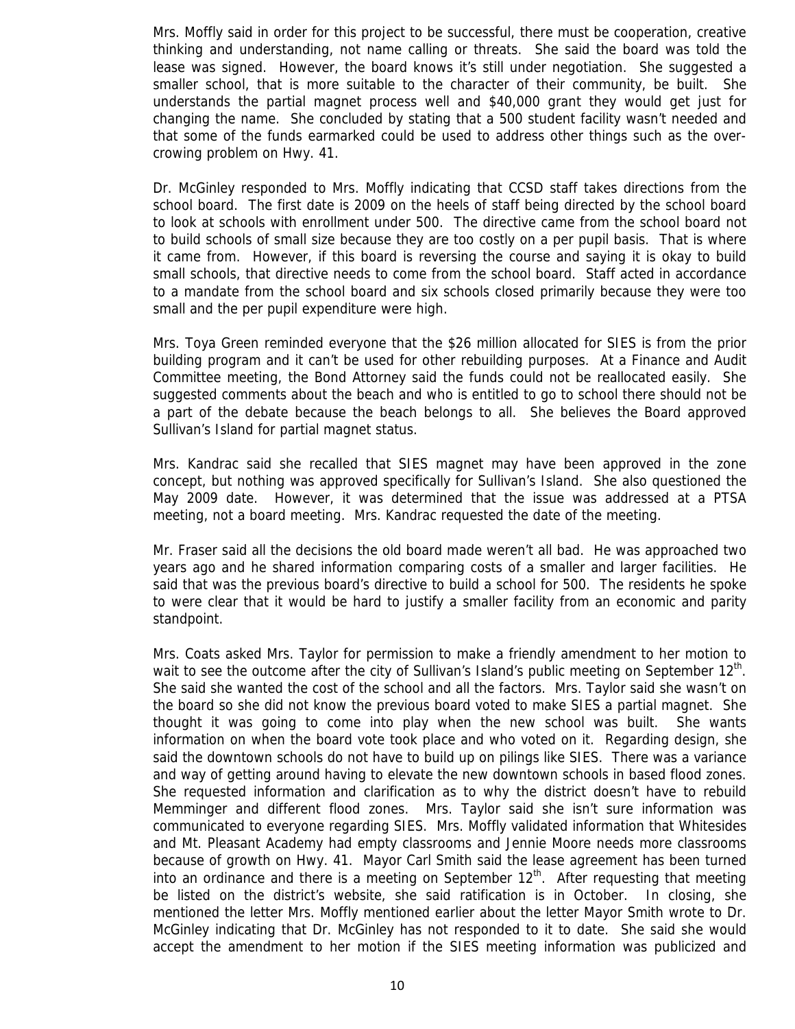Mrs. Moffly said in order for this project to be successful, there must be cooperation, creative thinking and understanding, not name calling or threats. She said the board was told the lease was signed. However, the board knows it's still under negotiation. She suggested a smaller school, that is more suitable to the character of their community, be built. She understands the partial magnet process well and $40,000 grant they would get just for changing the name. She concluded by stating that a 500 student facility wasn't needed and that some of the funds earmarked could be used to address other things such as the over-crowing problem on Hwy. 41.

Dr. McGinley responded to Mrs. Moffly indicating that CCSD staff takes directions from the school board. The first date is 2009 on the heels of staff being directed by the school board to look at schools with enrollment under 500. The directive came from the school board not to build schools of small size because they are too costly on a per pupil basis. That is where it came from. However, if this board is reversing the course and saying it is okay to build small schools, that directive needs to come from the school board. Staff acted in accordance to a mandate from the school board and six schools closed primarily because they were too small and the per pupil expenditure were high.

Mrs. Toya Green reminded everyone that the $26 million allocated for SIES is from the prior building program and it can't be used for other rebuilding purposes. At a Finance and Audit Committee meeting, the Bond Attorney said the funds could not be reallocated easily. She suggested comments about the beach and who is entitled to go to school there should not be a part of the debate because the beach belongs to all. She believes the Board approved Sullivan's Island for partial magnet status.

Mrs. Kandrac said she recalled that SIES magnet may have been approved in the zone concept, but nothing was approved specifically for Sullivan's Island. She also questioned the May 2009 date. However, it was determined that the issue was addressed at a PTSA meeting, not a board meeting. Mrs. Kandrac requested the date of the meeting.

Mr. Fraser said all the decisions the old board made weren't all bad. He was approached two years ago and he shared information comparing costs of a smaller and larger facilities. He said that was the previous board's directive to build a school for 500. The residents he spoke to were clear that it would be hard to justify a smaller facility from an economic and parity standpoint.

Mrs. Coats asked Mrs. Taylor for permission to make a friendly amendment to her motion to wait to see the outcome after the city of Sullivan's Island's public meeting on September 12th. She said she wanted the cost of the school and all the factors. Mrs. Taylor said she wasn't on the board so she did not know the previous board voted to make SIES a partial magnet. She thought it was going to come into play when the new school was built. She wants information on when the board vote took place and who voted on it. Regarding design, she said the downtown schools do not have to build up on pilings like SIES. There was a variance and way of getting around having to elevate the new downtown schools in based flood zones. She requested information and clarification as to why the district doesn't have to rebuild Memminger and different flood zones. Mrs. Taylor said she isn't sure information was communicated to everyone regarding SIES. Mrs. Moffly validated information that Whitesides and Mt. Pleasant Academy had empty classrooms and Jennie Moore needs more classrooms because of growth on Hwy. 41. Mayor Carl Smith said the lease agreement has been turned into an ordinance and there is a meeting on September 12th. After requesting that meeting be listed on the district's website, she said ratification is in October. In closing, she mentioned the letter Mrs. Moffly mentioned earlier about the letter Mayor Smith wrote to Dr. McGinley indicating that Dr. McGinley has not responded to it to date. She said she would accept the amendment to her motion if the SIES meeting information was publicized and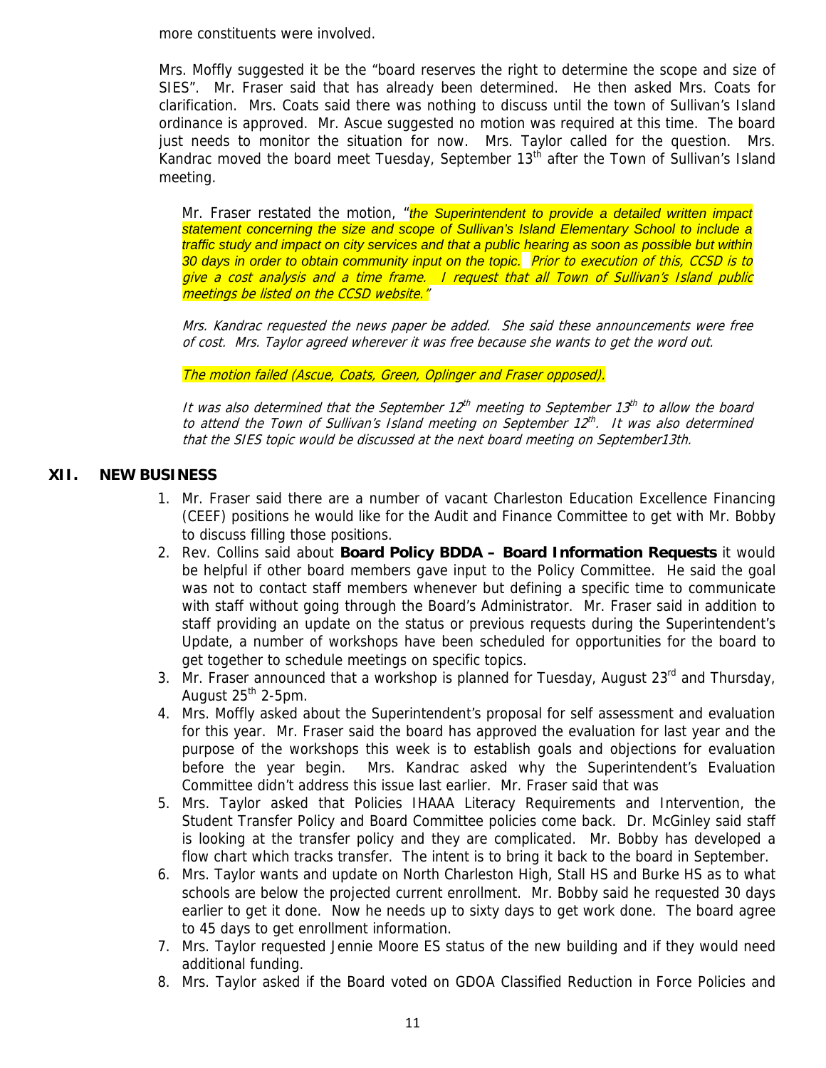more constituents were involved.

Mrs. Moffly suggested it be the "board reserves the right to determine the scope and size of SIES". Mr. Fraser said that has already been determined. He then asked Mrs. Coats for clarification. Mrs. Coats said there was nothing to discuss until the town of Sullivan's Island ordinance is approved. Mr. Ascue suggested no motion was required at this time. The board just needs to monitor the situation for now. Mrs. Taylor called for the question. Mrs. Kandrac moved the board meet Tuesday, September 13th after the Town of Sullivan's Island meeting.

> Mr. Fraser restated the motion, "*the Superintendent to provide a detailed written impact statement concerning the size and scope of Sullivan's Island Elementary School to include a traffic study and impact on city services and that a public hearing as soon as possible but within 30 days in order to obtain community input on the topic. Prior to execution of this, CCSD is to give a cost analysis and a time frame. I request that all Town of Sullivan's Island public meetings be listed on the CCSD website.*"
>
> *Mrs. Kandrac requested the news paper be added. She said these announcements were free of cost. Mrs. Taylor agreed wherever it was free because she wants to get the word out.*
>
> *The motion failed (Ascue, Coats, Green, Oplinger and Fraser opposed).*
>
> *It was also determined that the September 12th meeting to September 13th to allow the board to attend the Town of Sullivan's Island meeting on September 12th. It was also determined that the SIES topic would be discussed at the next board meeting on September13th.*

## XII. NEW BUSINESS

1. Mr. Fraser said there are a number of vacant Charleston Education Excellence Financing (CEEF) positions he would like for the Audit and Finance Committee to get with Mr. Bobby to discuss filling those positions.
2. Rev. Collins said about **Board Policy BDDA – Board Information Requests** it would be helpful if other board members gave input to the Policy Committee. He said the goal was not to contact staff members whenever but defining a specific time to communicate with staff without going through the Board's Administrator. Mr. Fraser said in addition to staff providing an update on the status or previous requests during the Superintendent's Update, a number of workshops have been scheduled for opportunities for the board to get together to schedule meetings on specific topics.
3. Mr. Fraser announced that a workshop is planned for Tuesday, August 23rd and Thursday, August 25th 2-5pm.
4. Mrs. Moffly asked about the Superintendent's proposal for self assessment and evaluation for this year. Mr. Fraser said the board has approved the evaluation for last year and the purpose of the workshops this week is to establish goals and objections for evaluation before the year begin. Mrs. Kandrac asked why the Superintendent's Evaluation Committee didn't address this issue last earlier. Mr. Fraser said that was
5. Mrs. Taylor asked that Policies IHAAA Literacy Requirements and Intervention, the Student Transfer Policy and Board Committee policies come back. Dr. McGinley said staff is looking at the transfer policy and they are complicated. Mr. Bobby has developed a flow chart which tracks transfer. The intent is to bring it back to the board in September.
6. Mrs. Taylor wants and update on North Charleston High, Stall HS and Burke HS as to what schools are below the projected current enrollment. Mr. Bobby said he requested 30 days earlier to get it done. Now he needs up to sixty days to get work done. The board agree to 45 days to get enrollment information.
7. Mrs. Taylor requested Jennie Moore ES status of the new building and if they would need additional funding.
8. Mrs. Taylor asked if the Board voted on GDOA Classified Reduction in Force Policies and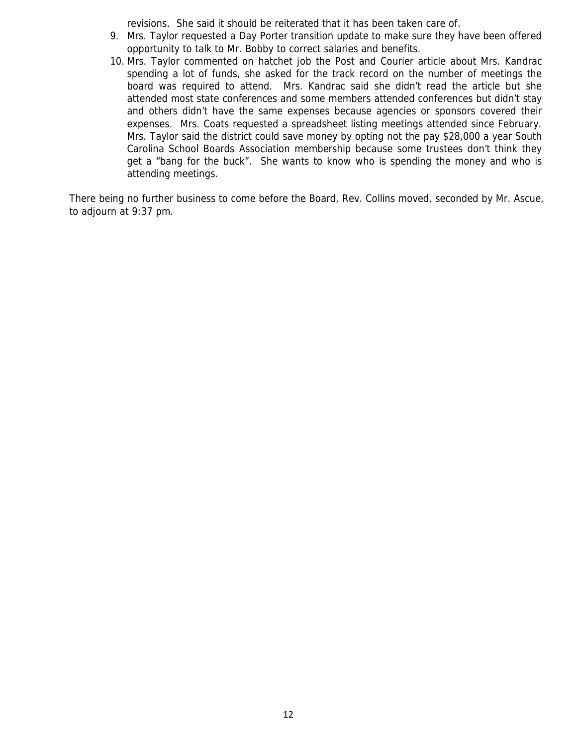revisions. She said it should be reiterated that it has been taken care of.

9. Mrs. Taylor requested a Day Porter transition update to make sure they have been offered opportunity to talk to Mr. Bobby to correct salaries and benefits.
10. Mrs. Taylor commented on hatchet job the Post and Courier article about Mrs. Kandrac spending a lot of funds, she asked for the track record on the number of meetings the board was required to attend. Mrs. Kandrac said she didn't read the article but she attended most state conferences and some members attended conferences but didn't stay and others didn't have the same expenses because agencies or sponsors covered their expenses. Mrs. Coats requested a spreadsheet listing meetings attended since February. Mrs. Taylor said the district could save money by opting not the pay $28,000 a year South Carolina School Boards Association membership because some trustees don't think they get a "bang for the buck". She wants to know who is spending the money and who is attending meetings.

There being no further business to come before the Board, Rev. Collins moved, seconded by Mr. Ascue, to adjourn at 9:37 pm.